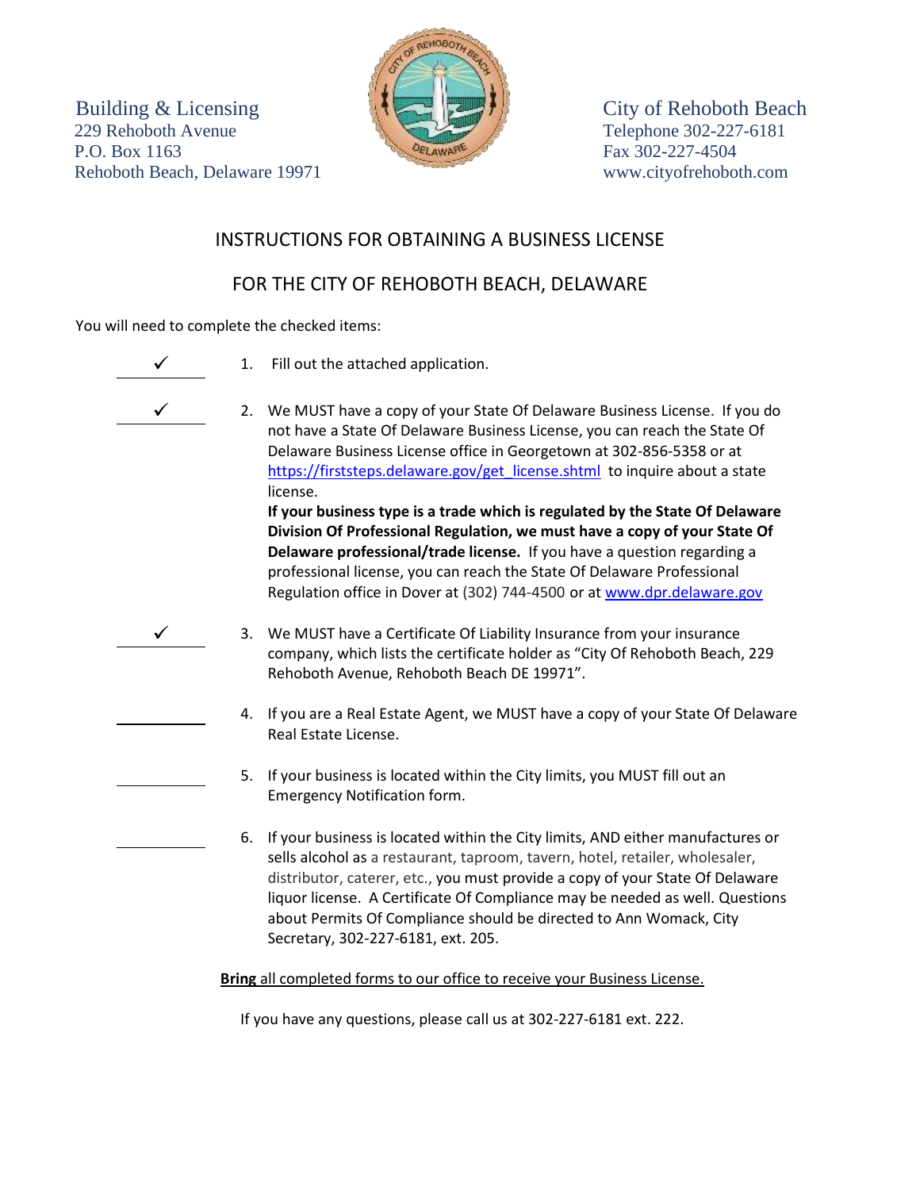Building & Licensing
229 Rehoboth Avenue
P.O. Box 1163
Rehoboth Beach, Delaware 19971

City of Rehoboth Beach
Telephone 302-227-6181
Fax 302-227-4504
www.cityofrehoboth.com

# INSTRUCTIONS FOR OBTAINING A BUSINESS LICENSE

# FOR THE CITY OF REHOBOTH BEACH, DELAWARE

You will need to complete the checked items:

✓ 1. Fill out the attached application.

✓ 2. We MUST have a copy of your State Of Delaware Business License. If you do not have a State Of Delaware Business License, you can reach the State Of Delaware Business License office in Georgetown at 302-856-5358 or at https://firststeps.delaware.gov/get_license.shtml to inquire about a state license.
**If your business type is a trade which is regulated by the State Of Delaware Division Of Professional Regulation, we must have a copy of your State Of Delaware professional/trade license.** If you have a question regarding a professional license, you can reach the State Of Delaware Professional Regulation office in Dover at (302) 744-4500 or at www.dpr.delaware.gov

✓ 3. We MUST have a Certificate Of Liability Insurance from your insurance company, which lists the certificate holder as "City Of Rehoboth Beach, 229 Rehoboth Avenue, Rehoboth Beach DE 19971".

____ 4. If you are a Real Estate Agent, we MUST have a copy of your State Of Delaware Real Estate License.

____ 5. If your business is located within the City limits, you MUST fill out an Emergency Notification form.

____ 6. If your business is located within the City limits, AND either manufactures or sells alcohol as a restaurant, taproom, tavern, hotel, retailer, wholesaler, distributor, caterer, etc., you must provide a copy of your State Of Delaware liquor license. A Certificate Of Compliance may be needed as well. Questions about Permits Of Compliance should be directed to Ann Womack, City Secretary, 302-227-6181, ext. 205.

<u>**Bring** all completed forms to our office to receive your Business License.</u>

If you have any questions, please call us at 302-227-6181 ext. 222.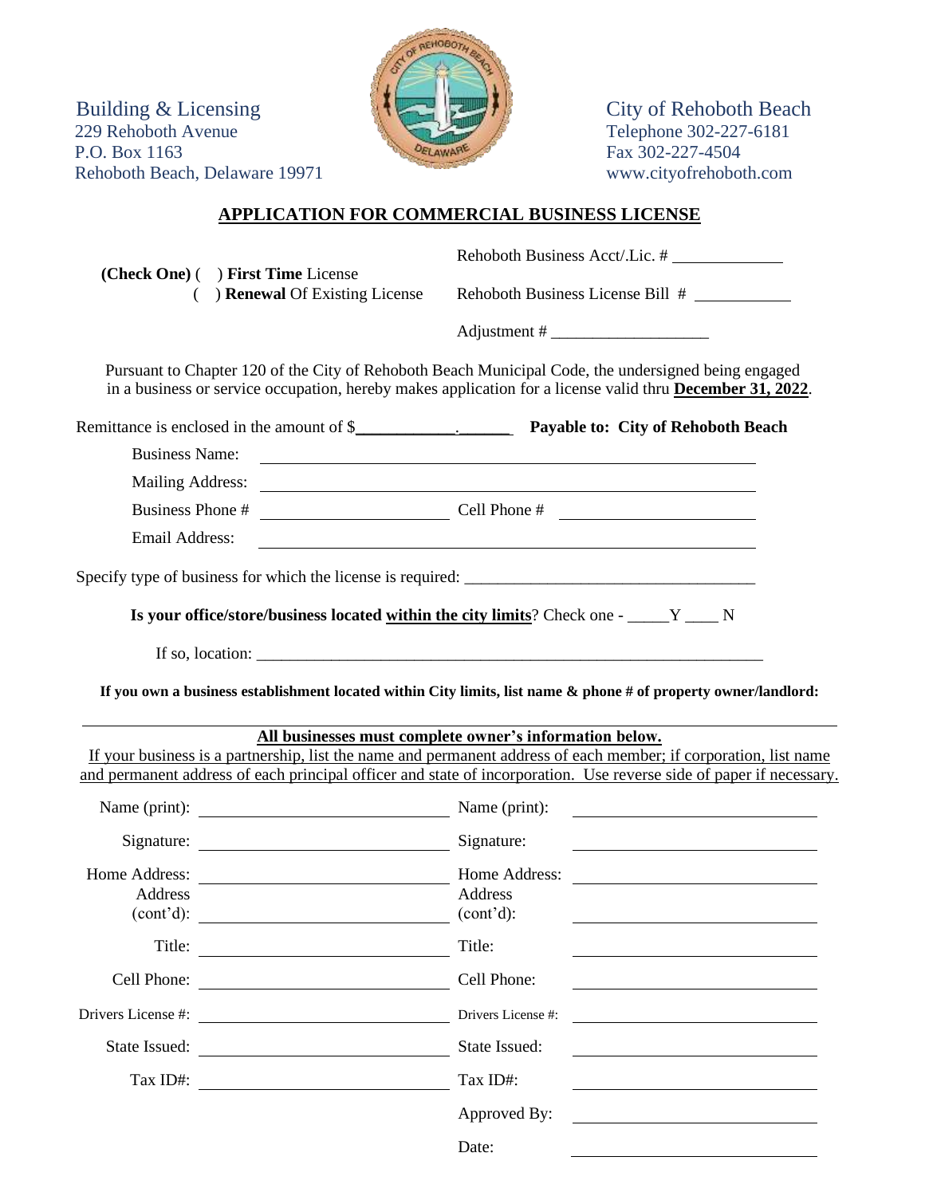Building & Licensing
229 Rehoboth Avenue
P.O. Box 1163
Rehoboth Beach, Delaware 19971

City of Rehoboth Beach
Telephone 302-227-6181
Fax 302-227-4504
www.cityofrehoboth.com

# APPLICATION FOR COMMERCIAL BUSINESS LICENSE

**(Check One)** ( ) **First Time** License
( ) **Renewal** Of Existing License

Rehoboth Business Acct/.Lic. # ____________

Rehoboth Business License Bill # ___________

Adjustment # __________________

Pursuant to Chapter 120 of the City of Rehoboth Beach Municipal Code, the undersigned being engaged in a business or service occupation, hereby makes application for a license valid thru **December 31, 2022**.

Remittance is enclosed in the amount of $___________.______ **Payable to: City of Rehoboth Beach**

Business Name: ______________________________________________

Mailing Address: ______________________________________________

Business Phone # ____________________ Cell Phone # ____________________

Email Address: ______________________________________________

Specify type of business for which the license is required: ________________________________

**Is your office/store/business located within the city limits?** Check one - _____Y ____ N

If so, location: ____________________________________________________________

**If you own a business establishment located within City limits, list name & phone # of property owner/landlord:**

______________________________________________________________________

**All businesses must complete owner's information below.**

If your business is a partnership, list the name and permanent address of each member; if corporation, list name and permanent address of each principal officer and state of incorporation. Use reverse side of paper if necessary.

| | | | |
|---|---|---|---|
| Name (print): | | Name (print): | |
| Signature: | | Signature: | |
| Home Address: | | Home Address: | |
| Address (cont'd): | | Address (cont'd): | |
| Title: | | Title: | |
| Cell Phone: | | Cell Phone: | |
| Drivers License #: | | Drivers License #: | |
| State Issued: | | State Issued: | |
| Tax ID#: | | Tax ID#: | |
| | | Approved By: | |
| | | Date: | |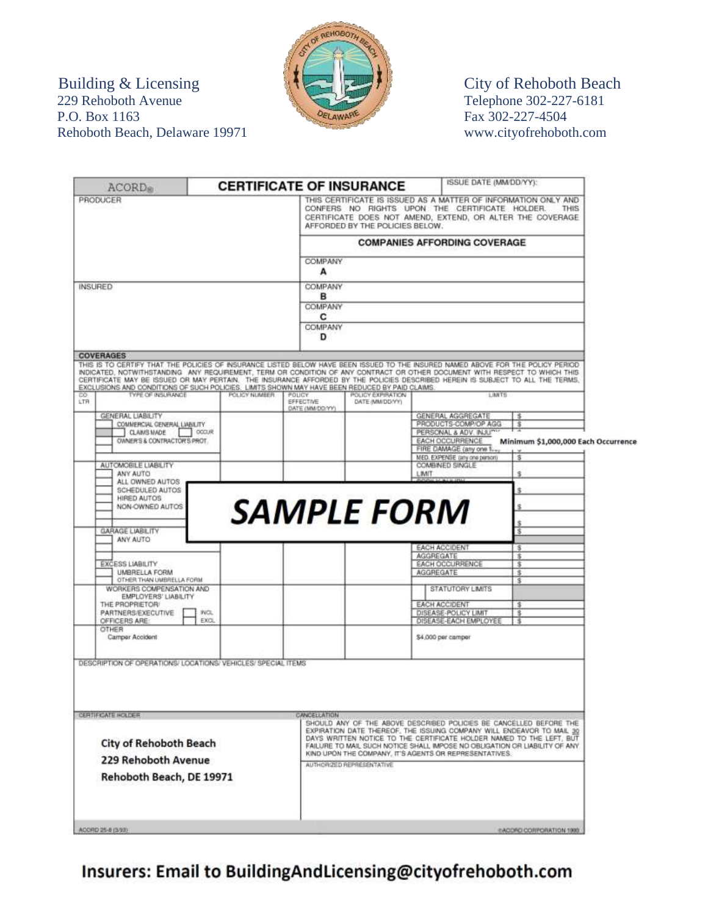Building & Licensing
229 Rehoboth Avenue
P.O. Box 1163
Rehoboth Beach, Delaware 19971

City of Rehoboth Beach
Telephone 302-227-6181
Fax 302-227-4504
www.cityofrehoboth.com

# ACORD® CERTIFICATE OF INSURANCE

ISSUE DATE (MM/DD/YY):

PRODUCER

THIS CERTIFICATE IS ISSUED AS A MATTER OF INFORMATION ONLY AND CONFERS NO RIGHTS UPON THE CERTIFICATE HOLDER. THIS CERTIFICATE DOES NOT AMEND, EXTEND, OR ALTER THE COVERAGE AFFORDED BY THE POLICIES BELOW.

**COMPANIES AFFORDING COVERAGE**

COMPANY A

INSURED

COMPANY B

COMPANY C

COMPANY D

**COVERAGES**

THIS IS TO CERTIFY THAT THE POLICIES OF INSURANCE LISTED BELOW HAVE BEEN ISSUED TO THE INSURED NAMED ABOVE FOR THE POLICY PERIOD INDICATED, NOTWITHSTANDING ANY REQUIREMENT, TERM OR CONDITION OF ANY CONTRACT OR OTHER DOCUMENT WITH RESPECT TO WHICH THIS CERTIFICATE MAY BE ISSUED OR MAY PERTAIN. THE INSURANCE AFFORDED BY THE POLICIES DESCRIBED HEREIN IS SUBJECT TO ALL THE TERMS, EXCLUSIONS AND CONDITIONS OF SUCH POLICIES. LIMITS SHOWN MAY HAVE BEEN REDUCED BY PAID CLAIMS.

| CO LTR | TYPE OF INSURANCE | POLICY NUMBER | POLICY EFFECTIVE DATE (MM/DD/YY) | POLICY EXPIRATION DATE (MM/DD/YY) | LIMITS | |
|---|---|---|---|---|---|---|
| | GENERAL LIABILITY<br>COMMERCIAL GENERAL LIABILITY<br>CLAIMS MADE / OCCUR<br>OWNER'S & CONTRACTOR'S PROT. | | | | GENERAL AGGREGATE | $ |
| | | | | | PRODUCTS-COMP/OP AGG | $ |
| | | | | | PERSONAL & ADV. INJURY | $ |
| | | | | | EACH OCCURRENCE | Minimum $1,000,000 Each Occurrence |
| | | | | | FIRE DAMAGE (any one fire) | $ |
| | | | | | MED. EXPENSE (any one person) | $ |
| | AUTOMOBILE LIABILITY<br>ANY AUTO<br>ALL OWNED AUTOS<br>SCHEDULED AUTOS<br>HIRED AUTOS<br>NON-OWNED AUTOS | | | | COMBINED SINGLE LIMIT | $ |
| | | | | | BODILY INJURY | $ |
| | | | | | | $ |
| | | | | | | $ |
| | GARAGE LIABILITY<br>ANY AUTO | | | | | $ |
| | EXCESS LIABILITY<br>UMBRELLA FORM<br>OTHER THAN UMBRELLA FORM | | | | EACH ACCIDENT | $ |
| | | | | | AGGREGATE | $ |
| | | | | | EACH OCCURRENCE | $ |
| | | | | | AGGREGATE | $ |
| | WORKERS COMPENSATION AND EMPLOYERS' LIABILITY<br>THE PROPRIETOR/ PARTNERS/EXECUTIVE OFFICERS ARE: INCL / EXCL | | | | STATUTORY LIMITS | |
| | | | | | EACH ACCIDENT | $ |
| | | | | | DISEASE-POLICY LIMIT | $ |
| | | | | | DISEASE-EACH EMPLOYEE | $ |
| | OTHER<br>Camper Accident | | | | $4,000 per camper | |

**SAMPLE FORM**

DESCRIPTION OF OPERATIONS/ LOCATIONS/ VEHICLES/ SPECIAL ITEMS

CERTIFICATE HOLDER

**City of Rehoboth Beach**
**229 Rehoboth Avenue**
**Rehoboth Beach, DE 19971**

CANCELLATION

SHOULD ANY OF THE ABOVE DESCRIBED POLICIES BE CANCELLED BEFORE THE EXPIRATION DATE THEREOF, THE ISSUING COMPANY WILL ENDEAVOR TO MAIL 30 DAYS WRITTEN NOTICE TO THE CERTIFICATE HOLDER NAMED TO THE LEFT, BUT FAILURE TO MAIL SUCH NOTICE SHALL IMPOSE NO OBLIGATION OR LIABILITY OF ANY KIND UPON THE COMPANY, IT'S AGENTS OR REPRESENTATIVES.

AUTHORIZED REPRESENTATIVE

ACORD 25-S (3/93) ©ACORD CORPORATION 1993

**Insurers: Email to BuildingAndLicensing@cityofrehoboth.com**